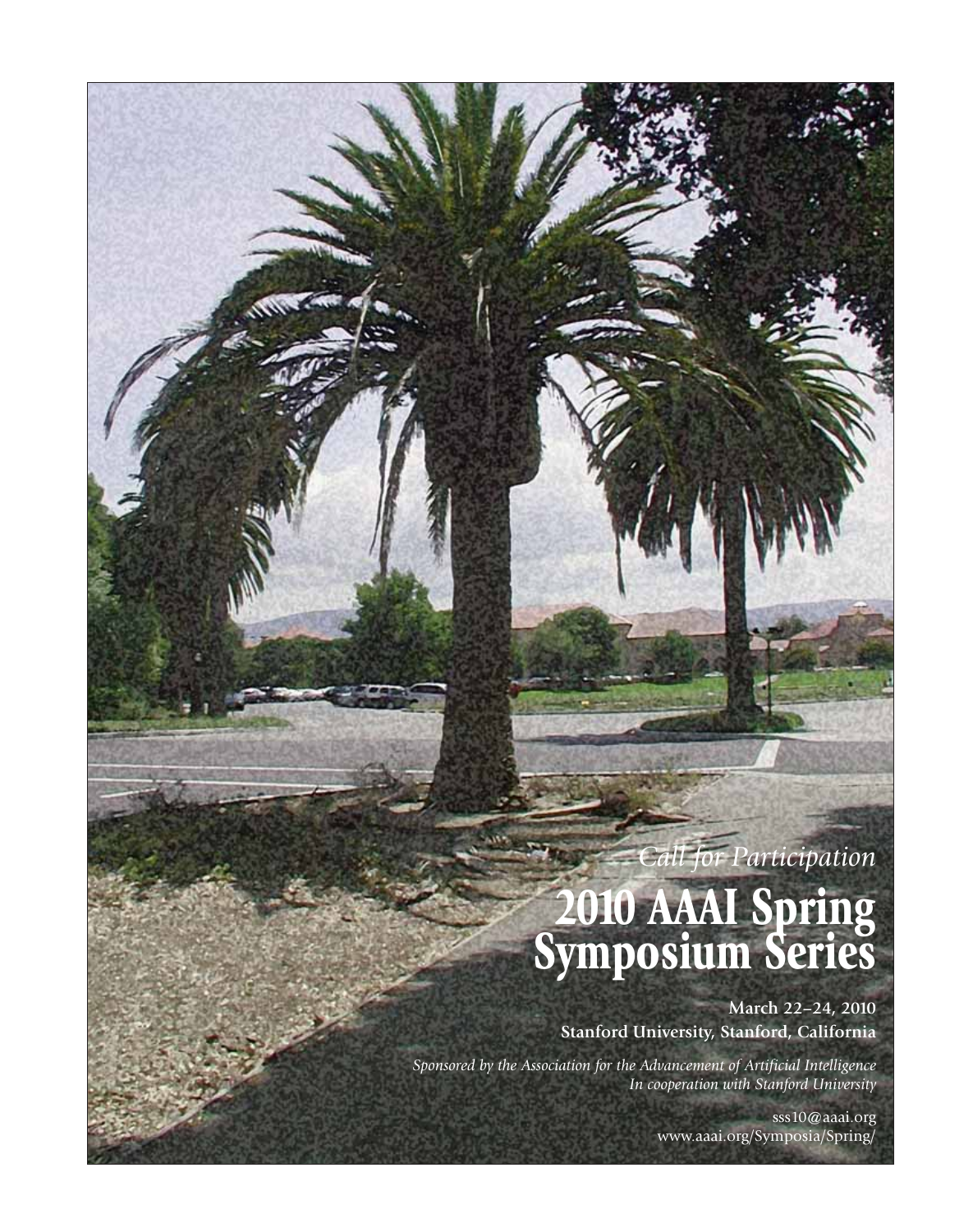*Call for Participation*

# 2010 AAAI Spring Symposium Series

**March 22–24, 2010**
**Stanford University, Stanford, California**

*Sponsored by the Association for the Advancement of Artificial Intelligence*
*In cooperation with Stanford University*

sss10@aaai.org
www.aaai.org/Symposia/Spring/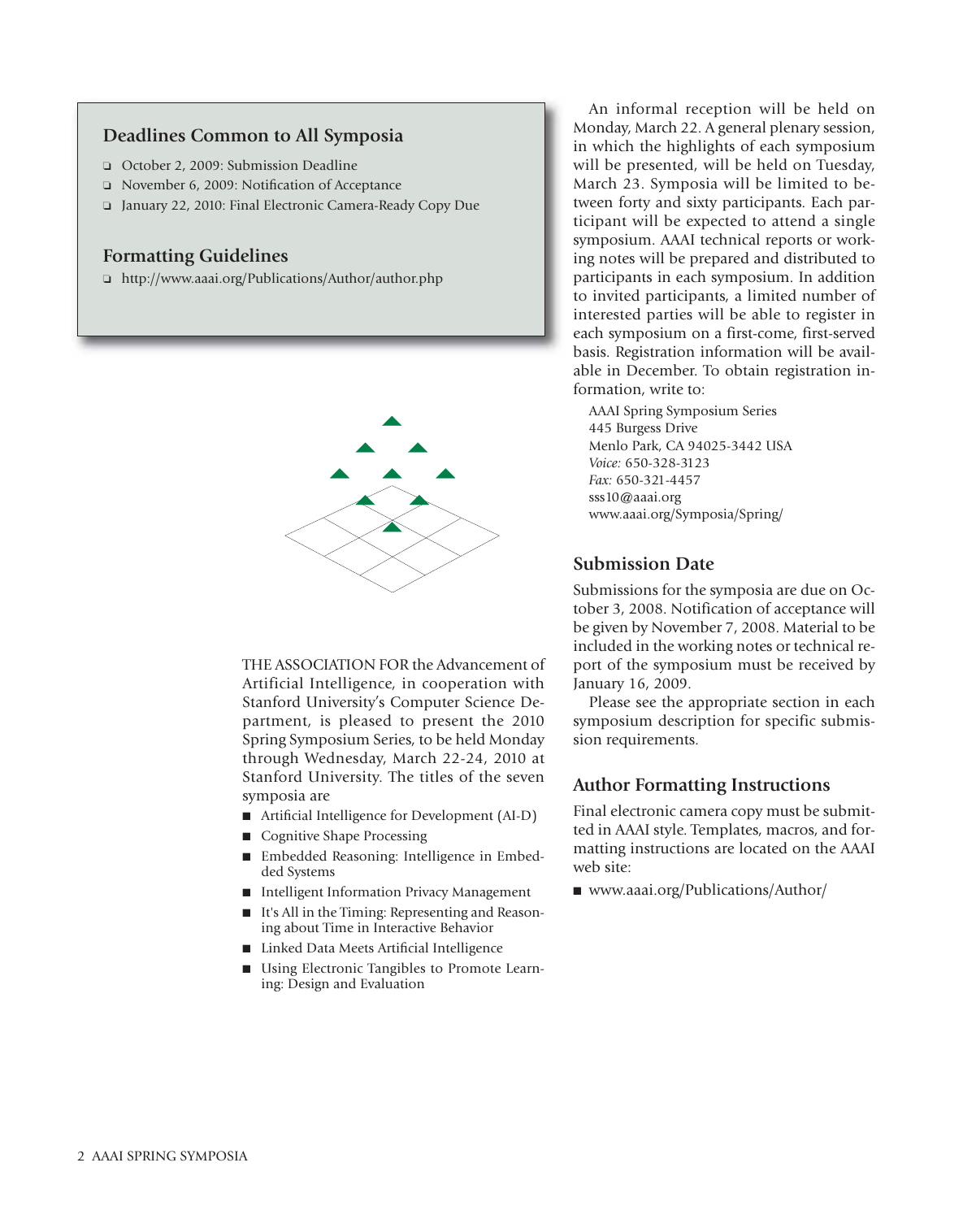## Deadlines Common to All Symposia

- October 2, 2009: Submission Deadline
- November 6, 2009: Notification of Acceptance
- January 22, 2010: Final Electronic Camera-Ready Copy Due

## Formatting Guidelines

- http://www.aaai.org/Publications/Author/author.php

THE ASSOCIATION FOR the Advancement of Artificial Intelligence, in cooperation with Stanford University's Computer Science Department, is pleased to present the 2010 Spring Symposium Series, to be held Monday through Wednesday, March 22-24, 2010 at Stanford University. The titles of the seven symposia are

- Artificial Intelligence for Development (AI-D)
- Cognitive Shape Processing
- Embedded Reasoning: Intelligence in Embedded Systems
- Intelligent Information Privacy Management
- It's All in the Timing: Representing and Reasoning about Time in Interactive Behavior
- Linked Data Meets Artificial Intelligence
- Using Electronic Tangibles to Promote Learning: Design and Evaluation

An informal reception will be held on Monday, March 22. A general plenary session, in which the highlights of each symposium will be presented, will be held on Tuesday, March 23. Symposia will be limited to between forty and sixty participants. Each participant will be expected to attend a single symposium. AAAI technical reports or working notes will be prepared and distributed to participants in each symposium. In addition to invited participants, a limited number of interested parties will be able to register in each symposium on a first-come, first-served basis. Registration information will be available in December. To obtain registration information, write to:

AAAI Spring Symposium Series
445 Burgess Drive
Menlo Park, CA 94025-3442 USA
*Voice:* 650-328-3123
*Fax:* 650-321-4457
sss10@aaai.org
www.aaai.org/Symposia/Spring/

## Submission Date

Submissions for the symposia are due on October 3, 2008. Notification of acceptance will be given by November 7, 2008. Material to be included in the working notes or technical report of the symposium must be received by January 16, 2009.

Please see the appropriate section in each symposium description for specific submission requirements.

## Author Formatting Instructions

Final electronic camera copy must be submitted in AAAI style. Templates, macros, and formatting instructions are located on the AAAI web site:

- www.aaai.org/Publications/Author/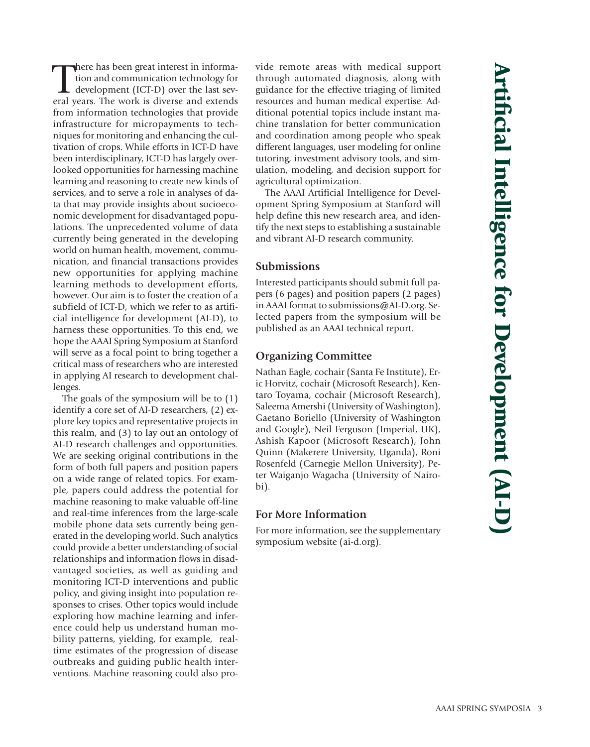# Artificial Intelligence for Development (AI-D)

There has been great interest in information and communication technology for development (ICT-D) over the last several years. The work is diverse and extends from information technologies that provide infrastructure for micropayments to techniques for monitoring and enhancing the cultivation of crops. While efforts in ICT-D have been interdisciplinary, ICT-D has largely overlooked opportunities for harnessing machine learning and reasoning to create new kinds of services, and to serve a role in analyses of data that may provide insights about socioeconomic development for disadvantaged populations. The unprecedented volume of data currently being generated in the developing world on human health, movement, communication, and financial transactions provides new opportunities for applying machine learning methods to development efforts, however. Our aim is to foster the creation of a subfield of ICT-D, which we refer to as artificial intelligence for development (AI-D), to harness these opportunities. To this end, we hope the AAAI Spring Symposium at Stanford will serve as a focal point to bring together a critical mass of researchers who are interested in applying AI research to development challenges.

The goals of the symposium will be to (1) identify a core set of AI-D researchers, (2) explore key topics and representative projects in this realm, and (3) to lay out an ontology of AI-D research challenges and opportunities. We are seeking original contributions in the form of both full papers and position papers on a wide range of related topics. For example, papers could address the potential for machine reasoning to make valuable off-line and real-time inferences from the large-scale mobile phone data sets currently being generated in the developing world. Such analytics could provide a better understanding of social relationships and information flows in disadvantaged societies, as well as guiding and monitoring ICT-D interventions and public policy, and giving insight into population responses to crises. Other topics would include exploring how machine learning and inference could help us understand human mobility patterns, yielding, for example, real-time estimates of the progression of disease outbreaks and guiding public health interventions. Machine reasoning could also provide remote areas with medical support through automated diagnosis, along with guidance for the effective triaging of limited resources and human medical expertise. Additional potential topics include instant machine translation for better communication and coordination among people who speak different languages, user modeling for online tutoring, investment advisory tools, and simulation, modeling, and decision support for agricultural optimization.

The AAAI Artificial Intelligence for Development Spring Symposium at Stanford will help define this new research area, and identify the next steps to establishing a sustainable and vibrant AI-D research community.

## Submissions

Interested participants should submit full papers (6 pages) and position papers (2 pages) in AAAI format to submissions@AI-D.org. Selected papers from the symposium will be published as an AAAI technical report.

## Organizing Committee

Nathan Eagle, cochair (Santa Fe Institute), Eric Horvitz, cochair (Microsoft Research), Kentaro Toyama, cochair (Microsoft Research), Saleema Amershi (University of Washington), Gaetano Boriello (University of Washington and Google), Neil Ferguson (Imperial, UK), Ashish Kapoor (Microsoft Research), John Quinn (Makerere University, Uganda), Roni Rosenfeld (Carnegie Mellon University), Peter Waiganjo Wagacha (University of Nairobi).

## For More Information

For more information, see the supplementary symposium website (ai-d.org).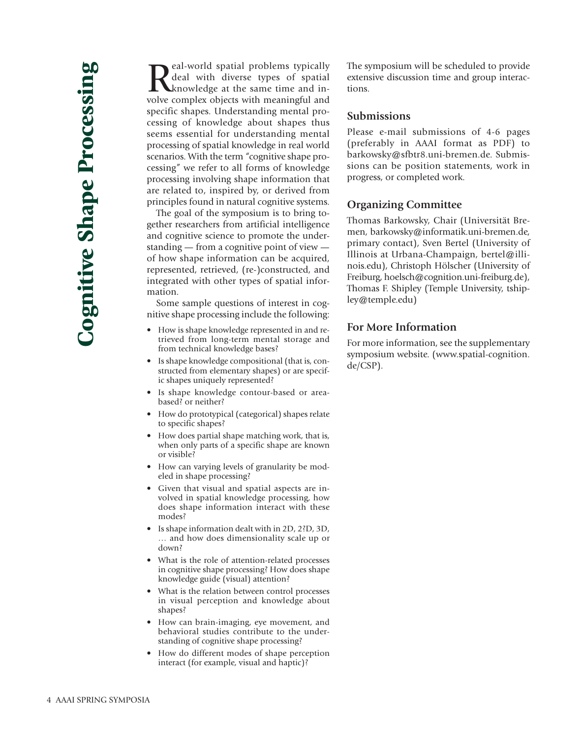# Cognitive Shape Processing

Real-world spatial problems typically deal with diverse types of spatial knowledge at the same time and involve complex objects with meaningful and specific shapes. Understanding mental processing of knowledge about shapes thus seems essential for understanding mental processing of spatial knowledge in real world scenarios. With the term "cognitive shape processing" we refer to all forms of knowledge processing involving shape information that are related to, inspired by, or derived from principles found in natural cognitive systems.

The goal of the symposium is to bring together researchers from artificial intelligence and cognitive science to promote the understanding — from a cognitive point of view — of how shape information can be acquired, represented, retrieved, (re-)constructed, and integrated with other types of spatial information.

Some sample questions of interest in cognitive shape processing include the following:

- How is shape knowledge represented in and retrieved from long-term mental storage and from technical knowledge bases?
- Is shape knowledge compositional (that is, constructed from elementary shapes) or are specific shapes uniquely represented?
- Is shape knowledge contour-based or area-based? or neither?
- How do prototypical (categorical) shapes relate to specific shapes?
- How does partial shape matching work, that is, when only parts of a specific shape are known or visible?
- How can varying levels of granularity be modeled in shape processing?
- Given that visual and spatial aspects are involved in spatial knowledge processing, how does shape information interact with these modes?
- Is shape information dealt with in 2D, 2?D, 3D, … and how does dimensionality scale up or down?
- What is the role of attention-related processes in cognitive shape processing? How does shape knowledge guide (visual) attention?
- What is the relation between control processes in visual perception and knowledge about shapes?
- How can brain-imaging, eye movement, and behavioral studies contribute to the understanding of cognitive shape processing?
- How do different modes of shape perception interact (for example, visual and haptic)?

The symposium will be scheduled to provide extensive discussion time and group interactions.

## Submissions

Please e-mail submissions of 4-6 pages (preferably in AAAI format as PDF) to barkowsky@sfbtr8.uni-bremen.de. Submissions can be position statements, work in progress, or completed work.

## Organizing Committee

Thomas Barkowsky, Chair (Universität Bremen, barkowsky@informatik.uni-bremen.de, primary contact), Sven Bertel (University of Illinois at Urbana-Champaign, bertel@illinois.edu), Christoph Hölscher (University of Freiburg, hoelsch@cognition.uni-freiburg.de), Thomas F. Shipley (Temple University, tshipley@temple.edu)

## For More Information

For more information, see the supplementary symposium website. (www.spatial-cognition.de/CSP).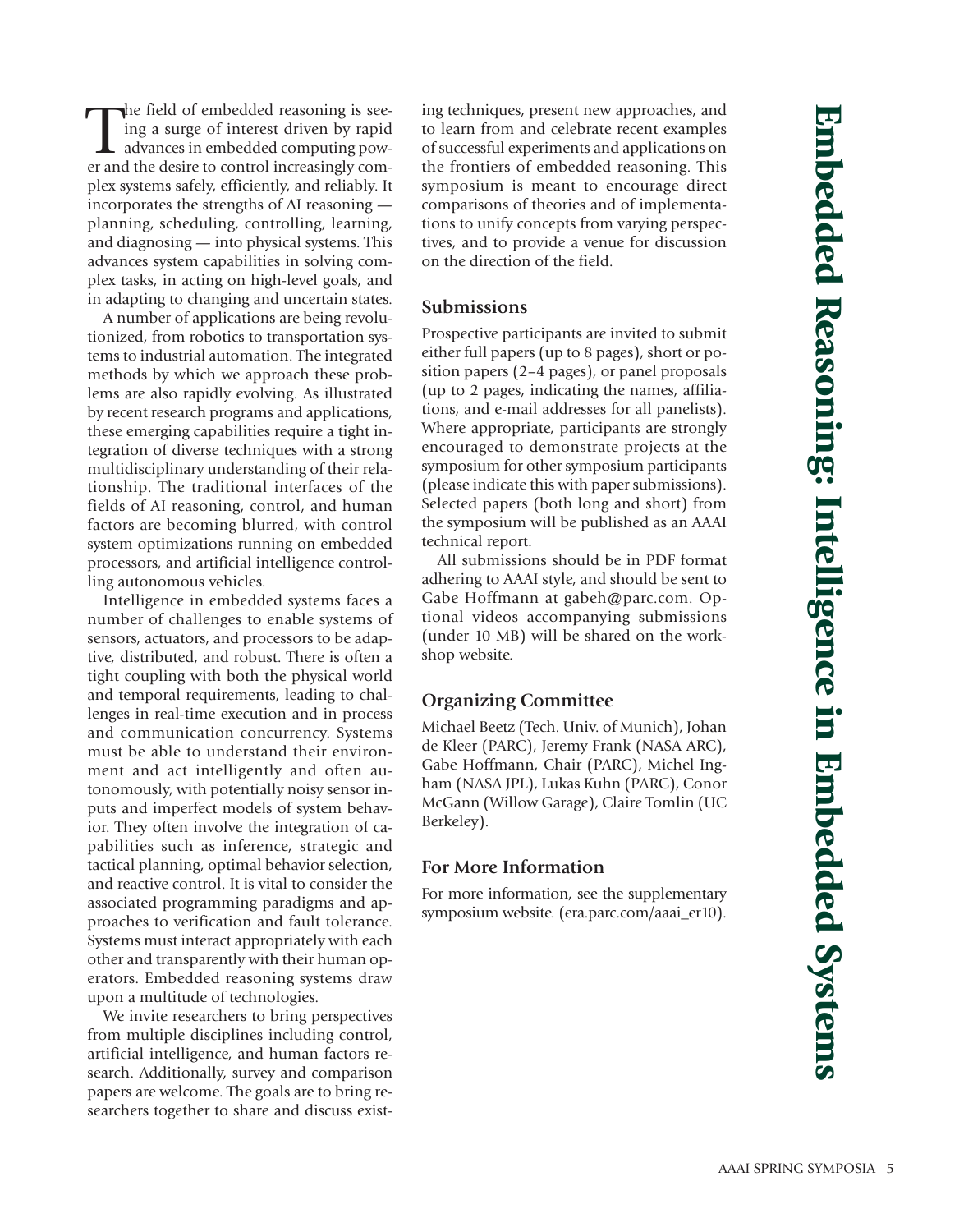# Embedded Reasoning: Intelligence in Embedded Systems

The field of embedded reasoning is seeing a surge of interest driven by rapid advances in embedded computing power and the desire to control increasingly complex systems safely, efficiently, and reliably. It incorporates the strengths of AI reasoning — planning, scheduling, controlling, learning, and diagnosing — into physical systems. This advances system capabilities in solving complex tasks, in acting on high-level goals, and in adapting to changing and uncertain states.

A number of applications are being revolutionized, from robotics to transportation systems to industrial automation. The integrated methods by which we approach these problems are also rapidly evolving. As illustrated by recent research programs and applications, these emerging capabilities require a tight integration of diverse techniques with a strong multidisciplinary understanding of their relationship. The traditional interfaces of the fields of AI reasoning, control, and human factors are becoming blurred, with control system optimizations running on embedded processors, and artificial intelligence controlling autonomous vehicles.

Intelligence in embedded systems faces a number of challenges to enable systems of sensors, actuators, and processors to be adaptive, distributed, and robust. There is often a tight coupling with both the physical world and temporal requirements, leading to challenges in real-time execution and in process and communication concurrency. Systems must be able to understand their environment and act intelligently and often autonomously, with potentially noisy sensor inputs and imperfect models of system behavior. They often involve the integration of capabilities such as inference, strategic and tactical planning, optimal behavior selection, and reactive control. It is vital to consider the associated programming paradigms and approaches to verification and fault tolerance. Systems must interact appropriately with each other and transparently with their human operators. Embedded reasoning systems draw upon a multitude of technologies.

We invite researchers to bring perspectives from multiple disciplines including control, artificial intelligence, and human factors research. Additionally, survey and comparison papers are welcome. The goals are to bring researchers together to share and discuss existing techniques, present new approaches, and to learn from and celebrate recent examples of successful experiments and applications on the frontiers of embedded reasoning. This symposium is meant to encourage direct comparisons of theories and of implementations to unify concepts from varying perspectives, and to provide a venue for discussion on the direction of the field.

## Submissions

Prospective participants are invited to submit either full papers (up to 8 pages), short or position papers (2–4 pages), or panel proposals (up to 2 pages, indicating the names, affiliations, and e-mail addresses for all panelists). Where appropriate, participants are strongly encouraged to demonstrate projects at the symposium for other symposium participants (please indicate this with paper submissions). Selected papers (both long and short) from the symposium will be published as an AAAI technical report.

All submissions should be in PDF format adhering to AAAI style, and should be sent to Gabe Hoffmann at gabeh@parc.com. Optional videos accompanying submissions (under 10 MB) will be shared on the workshop website.

## Organizing Committee

Michael Beetz (Tech. Univ. of Munich), Johan de Kleer (PARC), Jeremy Frank (NASA ARC), Gabe Hoffmann, Chair (PARC), Michel Ingham (NASA JPL), Lukas Kuhn (PARC), Conor McGann (Willow Garage), Claire Tomlin (UC Berkeley).

## For More Information

For more information, see the supplementary symposium website. (era.parc.com/aaai_er10).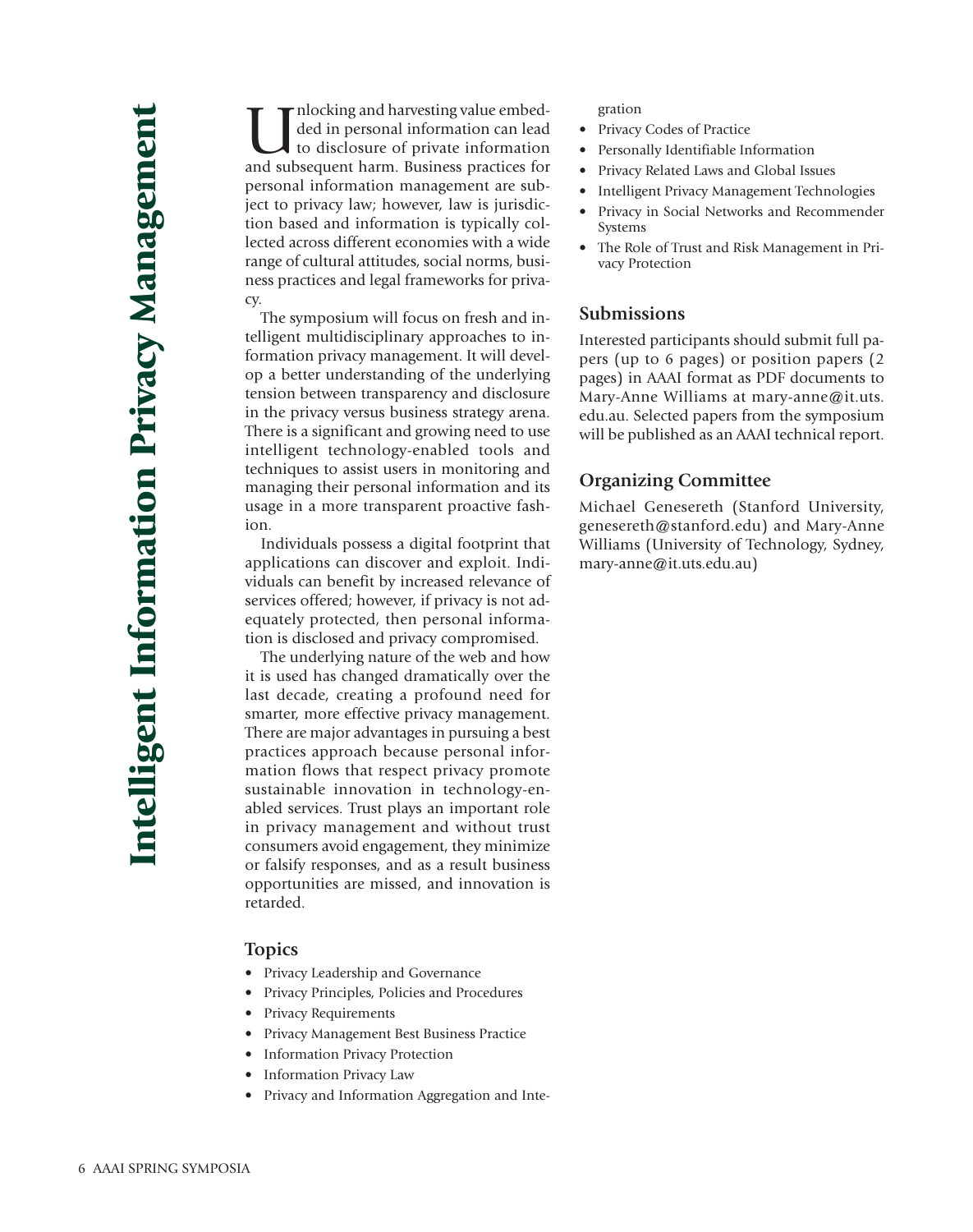# Intelligent Information Privacy Management

Unlocking and harvesting value embedded in personal information can lead to disclosure of private information and subsequent harm. Business practices for personal information management are subject to privacy law; however, law is jurisdiction based and information is typically collected across different economies with a wide range of cultural attitudes, social norms, business practices and legal frameworks for privacy.

The symposium will focus on fresh and intelligent multidisciplinary approaches to information privacy management. It will develop a better understanding of the underlying tension between transparency and disclosure in the privacy versus business strategy arena. There is a significant and growing need to use intelligent technology-enabled tools and techniques to assist users in monitoring and managing their personal information and its usage in a more transparent proactive fashion.

Individuals possess a digital footprint that applications can discover and exploit. Individuals can benefit by increased relevance of services offered; however, if privacy is not adequately protected, then personal information is disclosed and privacy compromised.

The underlying nature of the web and how it is used has changed dramatically over the last decade, creating a profound need for smarter, more effective privacy management. There are major advantages in pursuing a best practices approach because personal information flows that respect privacy promote sustainable innovation in technology-enabled services. Trust plays an important role in privacy management and without trust consumers avoid engagement, they minimize or falsify responses, and as a result business opportunities are missed, and innovation is retarded.

## Topics

- Privacy Leadership and Governance
- Privacy Principles, Policies and Procedures
- Privacy Requirements
- Privacy Management Best Business Practice
- Information Privacy Protection
- Information Privacy Law
- Privacy and Information Aggregation and Integration
- Privacy Codes of Practice
- Personally Identifiable Information
- Privacy Related Laws and Global Issues
- Intelligent Privacy Management Technologies
- Privacy in Social Networks and Recommender Systems
- The Role of Trust and Risk Management in Privacy Protection

## Submissions

Interested participants should submit full papers (up to 6 pages) or position papers (2 pages) in AAAI format as PDF documents to Mary-Anne Williams at mary-anne@it.uts.edu.au. Selected papers from the symposium will be published as an AAAI technical report.

## Organizing Committee

Michael Genesereth (Stanford University, genesereth@stanford.edu) and Mary-Anne Williams (University of Technology, Sydney, mary-anne@it.uts.edu.au)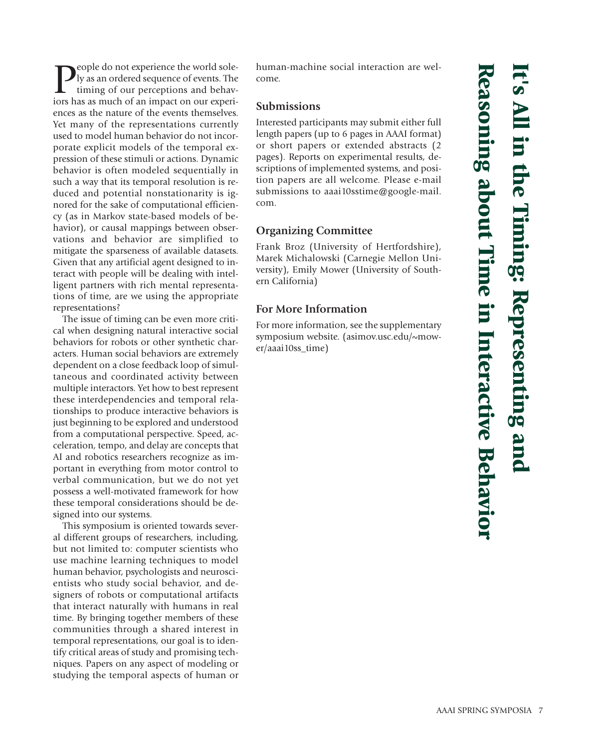# It's All in the Timing: Representing and Reasoning about Time in Interactive Behavior

People do not experience the world solely as an ordered sequence of events. The timing of our perceptions and behaviors has as much of an impact on our experiences as the nature of the events themselves. Yet many of the representations currently used to model human behavior do not incorporate explicit models of the temporal expression of these stimuli or actions. Dynamic behavior is often modeled sequentially in such a way that its temporal resolution is reduced and potential nonstationarity is ignored for the sake of computational efficiency (as in Markov state-based models of behavior), or causal mappings between observations and behavior are simplified to mitigate the sparseness of available datasets. Given that any artificial agent designed to interact with people will be dealing with intelligent partners with rich mental representations of time, are we using the appropriate representations?

The issue of timing can be even more critical when designing natural interactive social behaviors for robots or other synthetic characters. Human social behaviors are extremely dependent on a close feedback loop of simultaneous and coordinated activity between multiple interactors. Yet how to best represent these interdependencies and temporal relationships to produce interactive behaviors is just beginning to be explored and understood from a computational perspective. Speed, acceleration, tempo, and delay are concepts that AI and robotics researchers recognize as important in everything from motor control to verbal communication, but we do not yet possess a well-motivated framework for how these temporal considerations should be designed into our systems.

This symposium is oriented towards several different groups of researchers, including, but not limited to: computer scientists who use machine learning techniques to model human behavior, psychologists and neuroscientists who study social behavior, and designers of robots or computational artifacts that interact naturally with humans in real time. By bringing together members of these communities through a shared interest in temporal representations, our goal is to identify critical areas of study and promising techniques. Papers on any aspect of modeling or studying the temporal aspects of human or human-machine social interaction are welcome.

## Submissions

Interested participants may submit either full length papers (up to 6 pages in AAAI format) or short papers or extended abstracts (2 pages). Reports on experimental results, descriptions of implemented systems, and position papers are all welcome. Please e-mail submissions to aaai10sstime@google-mail.com.

## Organizing Committee

Frank Broz (University of Hertfordshire), Marek Michalowski (Carnegie Mellon University), Emily Mower (University of Southern California)

## For More Information

For more information, see the supplementary symposium website. (asimov.usc.edu/~mower/aaai10ss_time)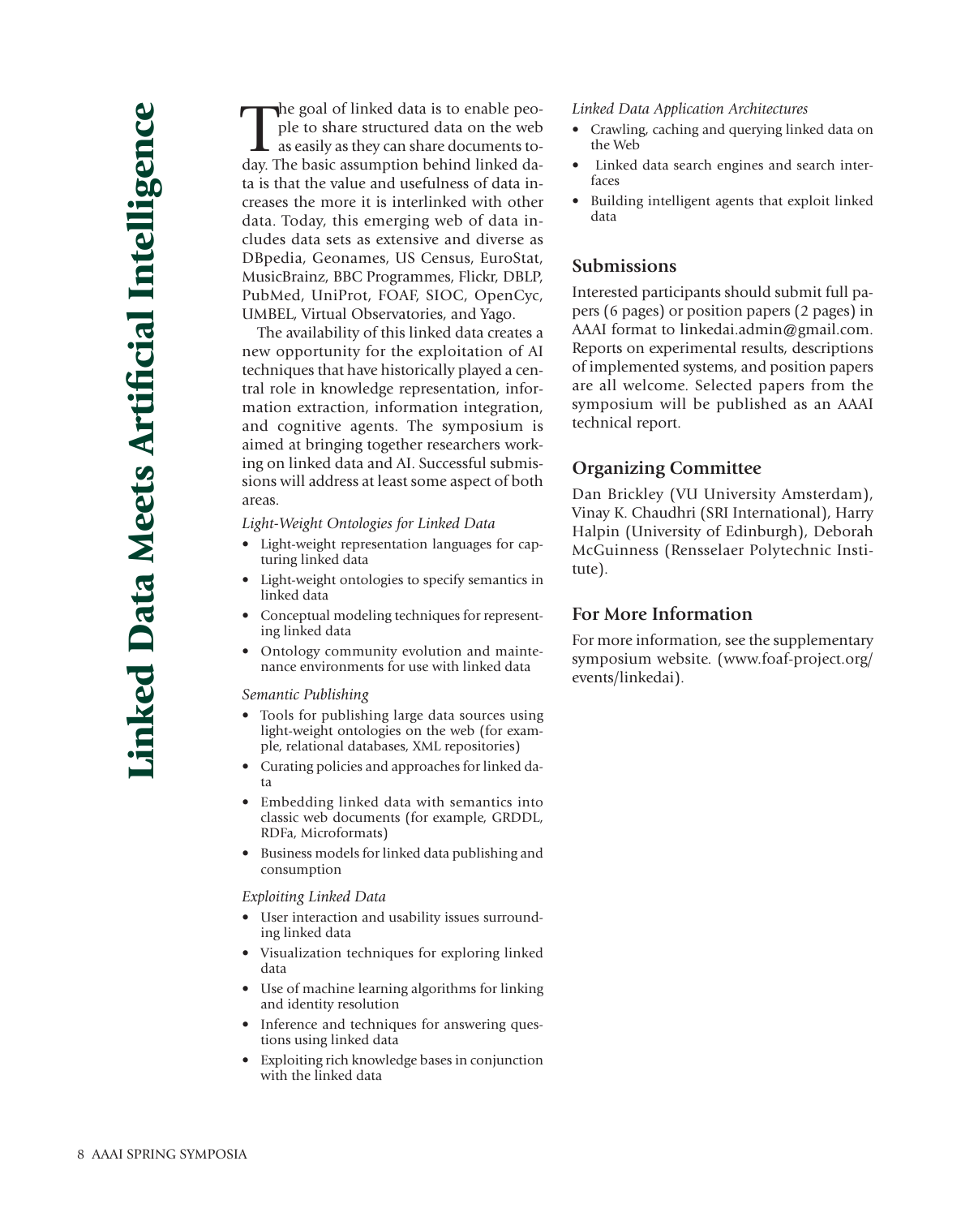# Linked Data Meets Artificial Intelligence

The goal of linked data is to enable people to share structured data on the web as easily as they can share documents today. The basic assumption behind linked data is that the value and usefulness of data increases the more it is interlinked with other data. Today, this emerging web of data includes data sets as extensive and diverse as DBpedia, Geonames, US Census, EuroStat, MusicBrainz, BBC Programmes, Flickr, DBLP, PubMed, UniProt, FOAF, SIOC, OpenCyc, UMBEL, Virtual Observatories, and Yago.

The availability of this linked data creates a new opportunity for the exploitation of AI techniques that have historically played a central role in knowledge representation, information extraction, information integration, and cognitive agents. The symposium is aimed at bringing together researchers working on linked data and AI. Successful submissions will address at least some aspect of both areas.

*Light-Weight Ontologies for Linked Data*

- Light-weight representation languages for capturing linked data
- Light-weight ontologies to specify semantics in linked data
- Conceptual modeling techniques for representing linked data
- Ontology community evolution and maintenance environments for use with linked data

*Semantic Publishing*

- Tools for publishing large data sources using light-weight ontologies on the web (for example, relational databases, XML repositories)
- Curating policies and approaches for linked data
- Embedding linked data with semantics into classic web documents (for example, GRDDL, RDFa, Microformats)
- Business models for linked data publishing and consumption

*Exploiting Linked Data*

- User interaction and usability issues surrounding linked data
- Visualization techniques for exploring linked data
- Use of machine learning algorithms for linking and identity resolution
- Inference and techniques for answering questions using linked data
- Exploiting rich knowledge bases in conjunction with the linked data

*Linked Data Application Architectures*

- Crawling, caching and querying linked data on the Web
- Linked data search engines and search interfaces
- Building intelligent agents that exploit linked data

## Submissions

Interested participants should submit full papers (6 pages) or position papers (2 pages) in AAAI format to linkedai.admin@gmail.com. Reports on experimental results, descriptions of implemented systems, and position papers are all welcome. Selected papers from the symposium will be published as an AAAI technical report.

## Organizing Committee

Dan Brickley (VU University Amsterdam), Vinay K. Chaudhri (SRI International), Harry Halpin (University of Edinburgh), Deborah McGuinness (Rensselaer Polytechnic Institute).

## For More Information

For more information, see the supplementary symposium website. (www.foaf-project.org/events/linkedai).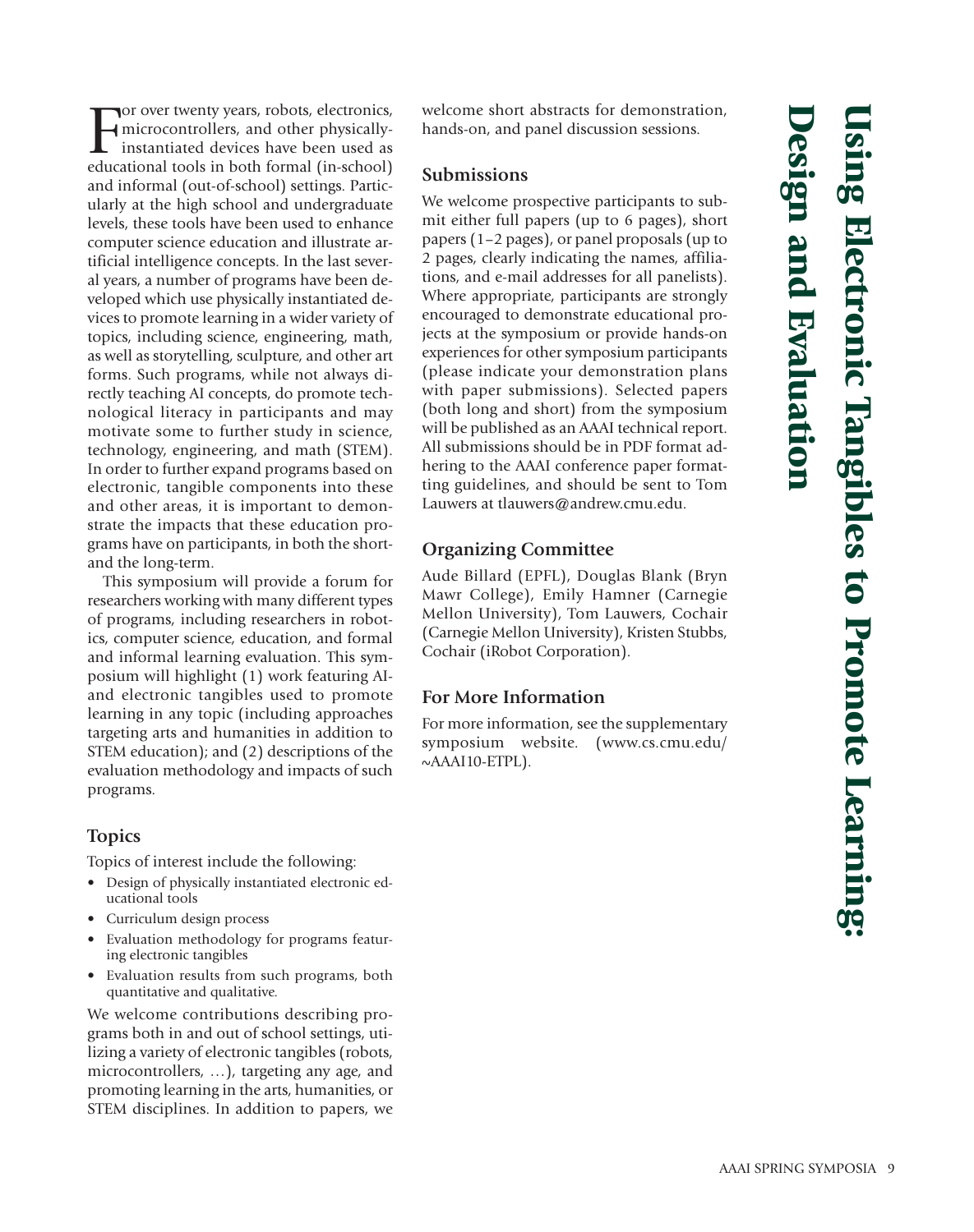# Using Electronic Tangibles to Promote Learning: Design and Evaluation

For over twenty years, robots, electronics, microcontrollers, and other physically-instantiated devices have been used as educational tools in both formal (in-school) and informal (out-of-school) settings. Particularly at the high school and undergraduate levels, these tools have been used to enhance computer science education and illustrate artificial intelligence concepts. In the last several years, a number of programs have been developed which use physically instantiated devices to promote learning in a wider variety of topics, including science, engineering, math, as well as storytelling, sculpture, and other art forms. Such programs, while not always directly teaching AI concepts, do promote technological literacy in participants and may motivate some to further study in science, technology, engineering, and math (STEM). In order to further expand programs based on electronic, tangible components into these and other areas, it is important to demonstrate the impacts that these education programs have on participants, in both the short- and the long-term.

This symposium will provide a forum for researchers working with many different types of programs, including researchers in robotics, computer science, education, and formal and informal learning evaluation. This symposium will highlight (1) work featuring AI- and electronic tangibles used to promote learning in any topic (including approaches targeting arts and humanities in addition to STEM education); and (2) descriptions of the evaluation methodology and impacts of such programs.

## Topics

Topics of interest include the following:

- Design of physically instantiated electronic educational tools
- Curriculum design process
- Evaluation methodology for programs featuring electronic tangibles
- Evaluation results from such programs, both quantitative and qualitative.

We welcome contributions describing programs both in and out of school settings, utilizing a variety of electronic tangibles (robots, microcontrollers, …), targeting any age, and promoting learning in the arts, humanities, or STEM disciplines. In addition to papers, we welcome short abstracts for demonstration, hands-on, and panel discussion sessions.

## Submissions

We welcome prospective participants to submit either full papers (up to 6 pages), short papers (1–2 pages), or panel proposals (up to 2 pages, clearly indicating the names, affiliations, and e-mail addresses for all panelists). Where appropriate, participants are strongly encouraged to demonstrate educational projects at the symposium or provide hands-on experiences for other symposium participants (please indicate your demonstration plans with paper submissions). Selected papers (both long and short) from the symposium will be published as an AAAI technical report. All submissions should be in PDF format adhering to the AAAI conference paper formatting guidelines, and should be sent to Tom Lauwers at tlauwers@andrew.cmu.edu.

## Organizing Committee

Aude Billard (EPFL), Douglas Blank (Bryn Mawr College), Emily Hamner (Carnegie Mellon University), Tom Lauwers, Cochair (Carnegie Mellon University), Kristen Stubbs, Cochair (iRobot Corporation).

## For More Information

For more information, see the supplementary symposium website. (www.cs.cmu.edu/~AAAI10-ETPL).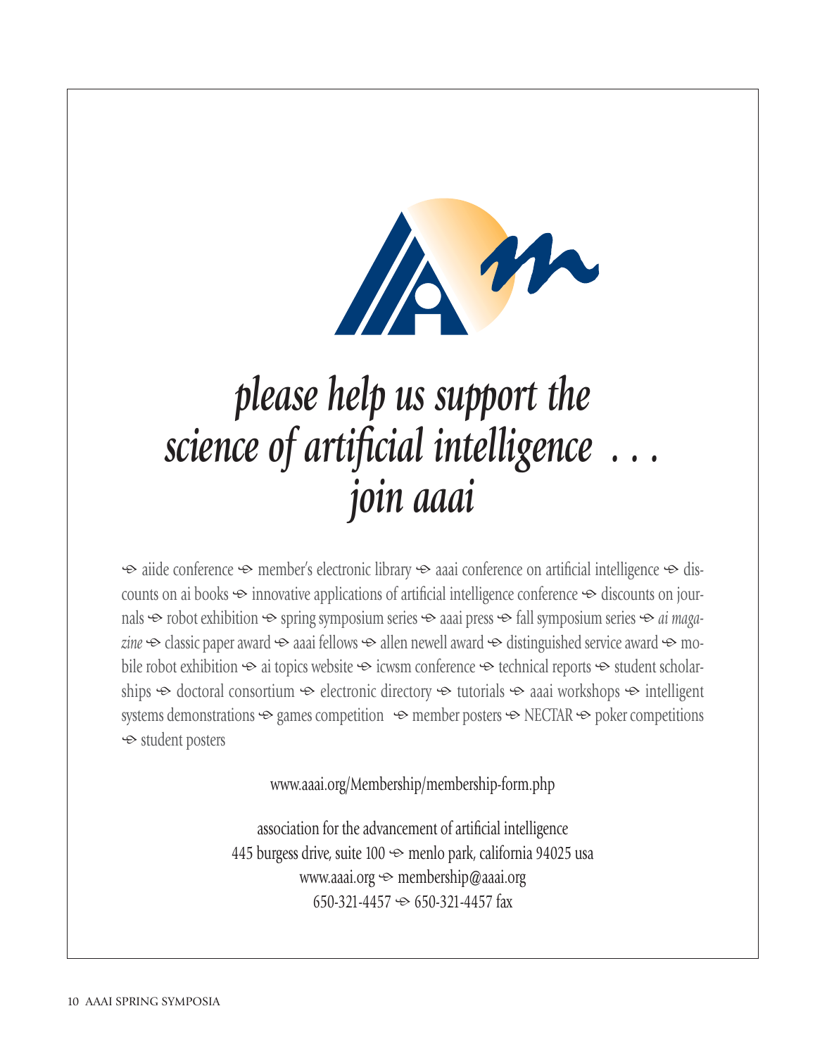# *please help us support the science of artificial intelligence . . . join aaai*

➾ aiide conference ➾ member's electronic library ➾ aaai conference on artificial intelligence ➾ discounts on ai books ➾ innovative applications of artificial intelligence conference ➾ discounts on journals ➾ robot exhibition ➾ spring symposium series ➾ aaai press ➾ fall symposium series ➾ *ai magazine* ➾ classic paper award ➾ aaai fellows ➾ allen newell award ➾ distinguished service award ➾ mobile robot exhibition ➾ ai topics website ➾ icwsm conference ➾ technical reports ➾ student scholarships ➾ doctoral consortium ➾ electronic directory ➾ tutorials ➾ aaai workshops ➾ intelligent systems demonstrations ➾ games competition ➾ member posters ➾ NECTAR ➾ poker competitions ➾ student posters

www.aaai.org/Membership/membership-form.php

association for the advancement of artificial intelligence
445 burgess drive, suite 100 ➾ menlo park, california 94025 usa
www.aaai.org ➾ membership@aaai.org
650-321-4457 ➾ 650-321-4457 fax